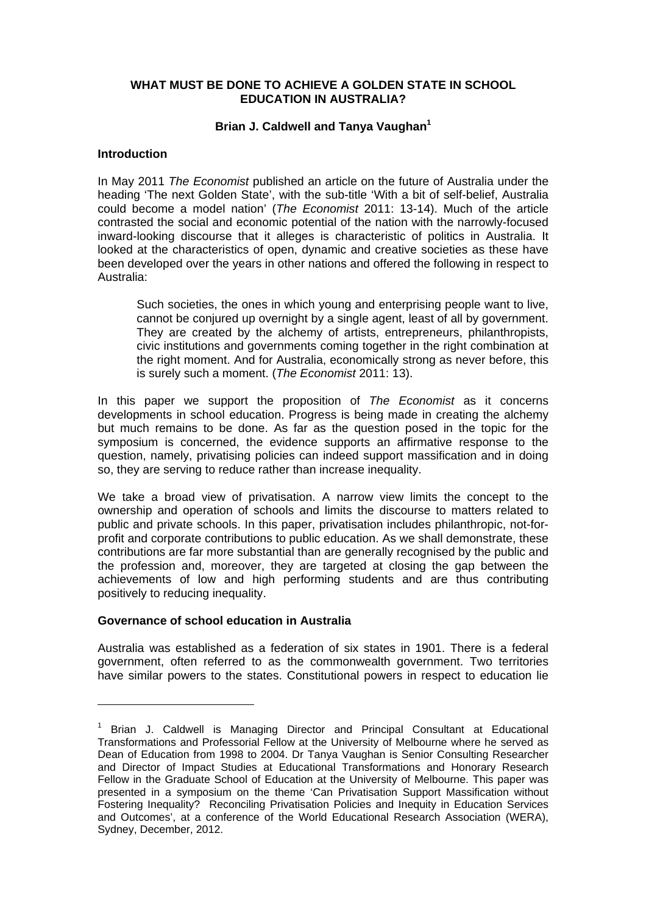# WHAT MUST BE DONE TO ACHIEVE A GOLDEN STATE IN SCHOOL EDUCATION IN AUSTRALIA?

**Brian J. Caldwell and Tanya Vaughan**[1]

## Introduction

In May 2011 *The Economist* published an article on the future of Australia under the heading 'The next Golden State', with the sub-title 'With a bit of self-belief, Australia could become a model nation' (*The Economist* 2011: 13-14). Much of the article contrasted the social and economic potential of the nation with the narrowly-focused inward-looking discourse that it alleges is characteristic of politics in Australia. It looked at the characteristics of open, dynamic and creative societies as these have been developed over the years in other nations and offered the following in respect to Australia:

> Such societies, the ones in which young and enterprising people want to live, cannot be conjured up overnight by a single agent, least of all by government. They are created by the alchemy of artists, entrepreneurs, philanthropists, civic institutions and governments coming together in the right combination at the right moment. And for Australia, economically strong as never before, this is surely such a moment. (*The Economist* 2011: 13).

In this paper we support the proposition of *The Economist* as it concerns developments in school education. Progress is being made in creating the alchemy but much remains to be done. As far as the question posed in the topic for the symposium is concerned, the evidence supports an affirmative response to the question, namely, privatising policies can indeed support massification and in doing so, they are serving to reduce rather than increase inequality.

We take a broad view of privatisation. A narrow view limits the concept to the ownership and operation of schools and limits the discourse to matters related to public and private schools. In this paper, privatisation includes philanthropic, not-for-profit and corporate contributions to public education. As we shall demonstrate, these contributions are far more substantial than are generally recognised by the public and the profession and, moreover, they are targeted at closing the gap between the achievements of low and high performing students and are thus contributing positively to reducing inequality.

## Governance of school education in Australia

Australia was established as a federation of six states in 1901. There is a federal government, often referred to as the commonwealth government. Two territories have similar powers to the states. Constitutional powers in respect to education lie

---

[1] Brian J. Caldwell is Managing Director and Principal Consultant at Educational Transformations and Professorial Fellow at the University of Melbourne where he served as Dean of Education from 1998 to 2004. Dr Tanya Vaughan is Senior Consulting Researcher and Director of Impact Studies at Educational Transformations and Honorary Research Fellow in the Graduate School of Education at the University of Melbourne. This paper was presented in a symposium on the theme 'Can Privatisation Support Massification without Fostering Inequality? Reconciling Privatisation Policies and Inequity in Education Services and Outcomes', at a conference of the World Educational Research Association (WERA), Sydney, December, 2012.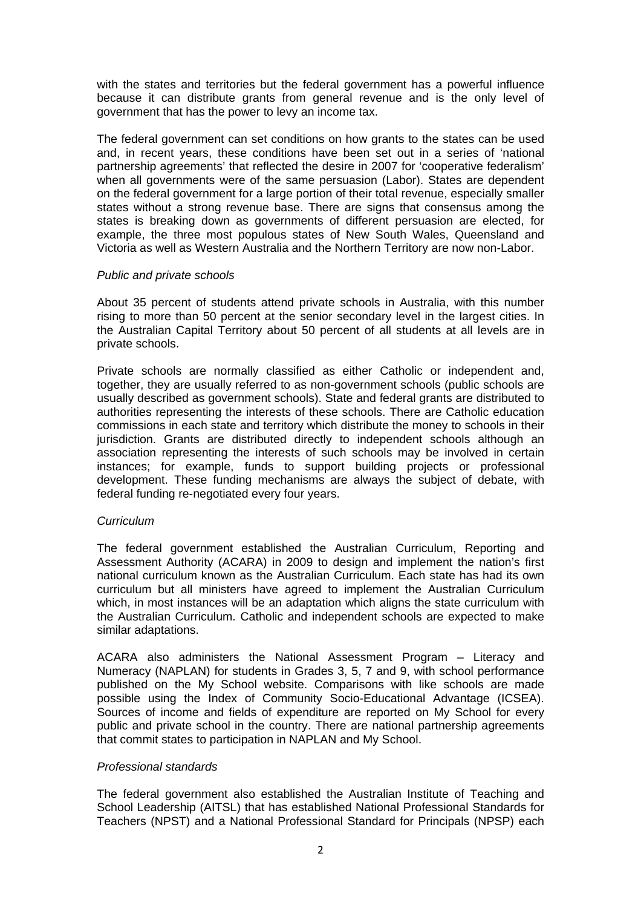with the states and territories but the federal government has a powerful influence because it can distribute grants from general revenue and is the only level of government that has the power to levy an income tax.

The federal government can set conditions on how grants to the states can be used and, in recent years, these conditions have been set out in a series of 'national partnership agreements' that reflected the desire in 2007 for 'cooperative federalism' when all governments were of the same persuasion (Labor). States are dependent on the federal government for a large portion of their total revenue, especially smaller states without a strong revenue base. There are signs that consensus among the states is breaking down as governments of different persuasion are elected, for example, the three most populous states of New South Wales, Queensland and Victoria as well as Western Australia and the Northern Territory are now non-Labor.

*Public and private schools*

About 35 percent of students attend private schools in Australia, with this number rising to more than 50 percent at the senior secondary level in the largest cities. In the Australian Capital Territory about 50 percent of all students at all levels are in private schools.

Private schools are normally classified as either Catholic or independent and, together, they are usually referred to as non-government schools (public schools are usually described as government schools). State and federal grants are distributed to authorities representing the interests of these schools. There are Catholic education commissions in each state and territory which distribute the money to schools in their jurisdiction. Grants are distributed directly to independent schools although an association representing the interests of such schools may be involved in certain instances; for example, funds to support building projects or professional development. These funding mechanisms are always the subject of debate, with federal funding re-negotiated every four years.

*Curriculum*

The federal government established the Australian Curriculum, Reporting and Assessment Authority (ACARA) in 2009 to design and implement the nation's first national curriculum known as the Australian Curriculum. Each state has had its own curriculum but all ministers have agreed to implement the Australian Curriculum which, in most instances will be an adaptation which aligns the state curriculum with the Australian Curriculum. Catholic and independent schools are expected to make similar adaptations.

ACARA also administers the National Assessment Program – Literacy and Numeracy (NAPLAN) for students in Grades 3, 5, 7 and 9, with school performance published on the My School website. Comparisons with like schools are made possible using the Index of Community Socio-Educational Advantage (ICSEA). Sources of income and fields of expenditure are reported on My School for every public and private school in the country. There are national partnership agreements that commit states to participation in NAPLAN and My School.

*Professional standards*

The federal government also established the Australian Institute of Teaching and School Leadership (AITSL) that has established National Professional Standards for Teachers (NPST) and a National Professional Standard for Principals (NPSP) each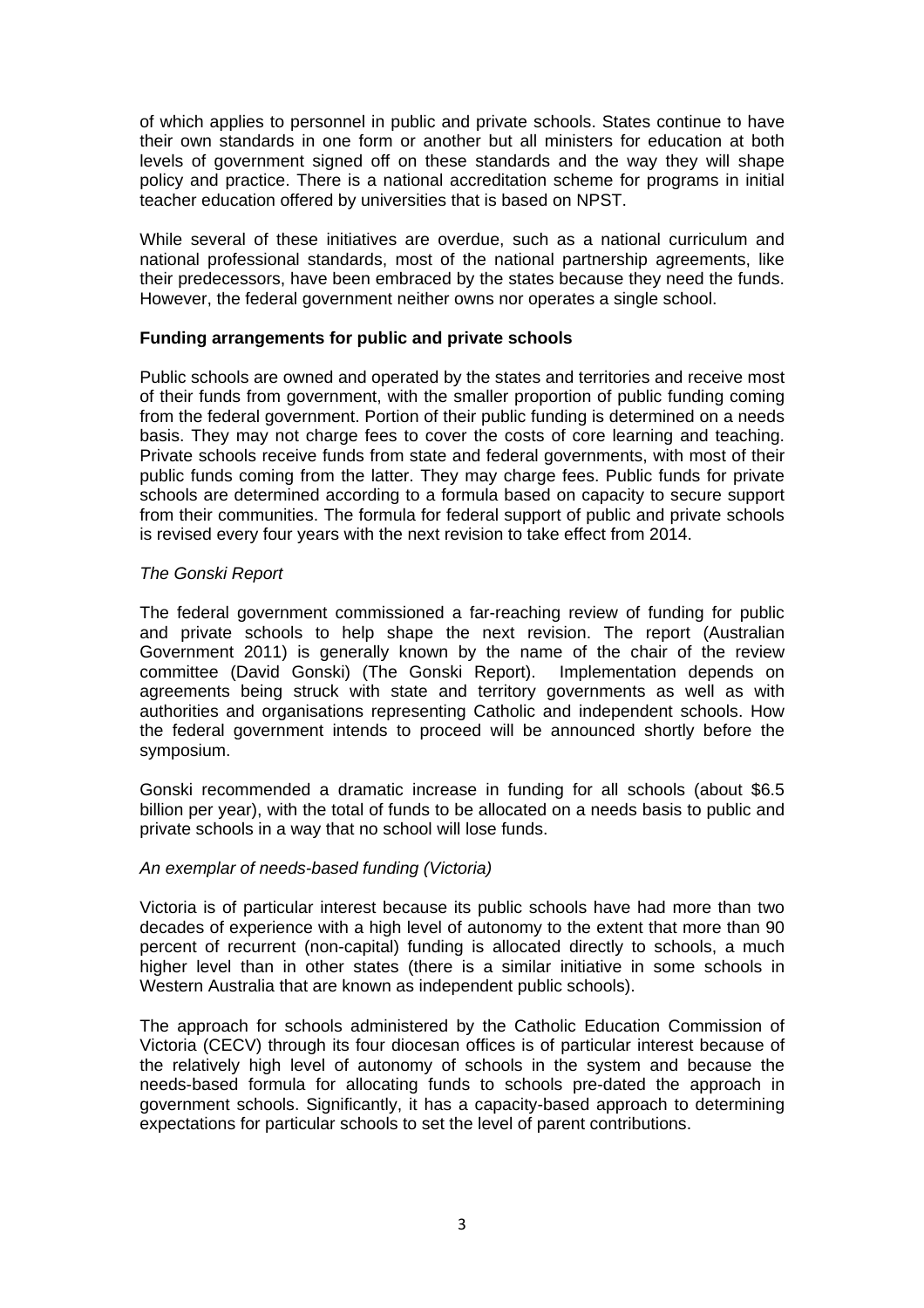of which applies to personnel in public and private schools. States continue to have their own standards in one form or another but all ministers for education at both levels of government signed off on these standards and the way they will shape policy and practice. There is a national accreditation scheme for programs in initial teacher education offered by universities that is based on NPST.

While several of these initiatives are overdue, such as a national curriculum and national professional standards, most of the national partnership agreements, like their predecessors, have been embraced by the states because they need the funds. However, the federal government neither owns nor operates a single school.

**Funding arrangements for public and private schools**

Public schools are owned and operated by the states and territories and receive most of their funds from government, with the smaller proportion of public funding coming from the federal government. Portion of their public funding is determined on a needs basis. They may not charge fees to cover the costs of core learning and teaching. Private schools receive funds from state and federal governments, with most of their public funds coming from the latter. They may charge fees. Public funds for private schools are determined according to a formula based on capacity to secure support from their communities. The formula for federal support of public and private schools is revised every four years with the next revision to take effect from 2014.

*The Gonski Report*

The federal government commissioned a far-reaching review of funding for public and private schools to help shape the next revision. The report (Australian Government 2011) is generally known by the name of the chair of the review committee (David Gonski) (The Gonski Report). Implementation depends on agreements being struck with state and territory governments as well as with authorities and organisations representing Catholic and independent schools. How the federal government intends to proceed will be announced shortly before the symposium.

Gonski recommended a dramatic increase in funding for all schools (about $6.5 billion per year), with the total of funds to be allocated on a needs basis to public and private schools in a way that no school will lose funds.

*An exemplar of needs-based funding (Victoria)*

Victoria is of particular interest because its public schools have had more than two decades of experience with a high level of autonomy to the extent that more than 90 percent of recurrent (non-capital) funding is allocated directly to schools, a much higher level than in other states (there is a similar initiative in some schools in Western Australia that are known as independent public schools).

The approach for schools administered by the Catholic Education Commission of Victoria (CECV) through its four diocesan offices is of particular interest because of the relatively high level of autonomy of schools in the system and because the needs-based formula for allocating funds to schools pre-dated the approach in government schools. Significantly, it has a capacity-based approach to determining expectations for particular schools to set the level of parent contributions.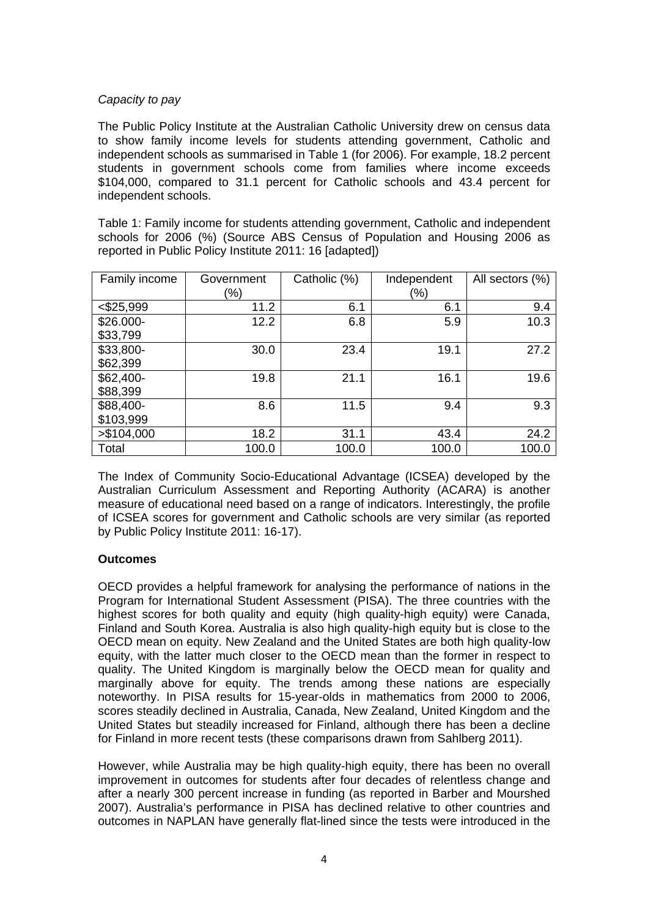*Capacity to pay*

The Public Policy Institute at the Australian Catholic University drew on census data to show family income levels for students attending government, Catholic and independent schools as summarised in Table 1 (for 2006). For example, 18.2 percent students in government schools come from families where income exceeds $104,000, compared to 31.1 percent for Catholic schools and 43.4 percent for independent schools.

Table 1: Family income for students attending government, Catholic and independent schools for 2006 (%) (Source ABS Census of Population and Housing 2006 as reported in Public Policy Institute 2011: 16 [adapted])

| Family income | Government (%) | Catholic (%) | Independent (%) | All sectors (%) |
|---|---|---|---|---|
| <$25,999 | 11.2 | 6.1 | 6.1 | 9.4 |
| $26.000-$33,799 | 12.2 | 6.8 | 5.9 | 10.3 |
| $33,800-$62,399 | 30.0 | 23.4 | 19.1 | 27.2 |
| $62,400-$88,399 | 19.8 | 21.1 | 16.1 | 19.6 |
| $88,400-$103,999 | 8.6 | 11.5 | 9.4 | 9.3 |
| >$104,000 | 18.2 | 31.1 | 43.4 | 24.2 |
| Total | 100.0 | 100.0 | 100.0 | 100.0 |

The Index of Community Socio-Educational Advantage (ICSEA) developed by the Australian Curriculum Assessment and Reporting Authority (ACARA) is another measure of educational need based on a range of indicators. Interestingly, the profile of ICSEA scores for government and Catholic schools are very similar (as reported by Public Policy Institute 2011: 16-17).

**Outcomes**

OECD provides a helpful framework for analysing the performance of nations in the Program for International Student Assessment (PISA). The three countries with the highest scores for both quality and equity (high quality-high equity) were Canada, Finland and South Korea. Australia is also high quality-high equity but is close to the OECD mean on equity. New Zealand and the United States are both high quality-low equity, with the latter much closer to the OECD mean than the former in respect to quality. The United Kingdom is marginally below the OECD mean for quality and marginally above for equity. The trends among these nations are especially noteworthy. In PISA results for 15-year-olds in mathematics from 2000 to 2006, scores steadily declined in Australia, Canada, New Zealand, United Kingdom and the United States but steadily increased for Finland, although there has been a decline for Finland in more recent tests (these comparisons drawn from Sahlberg 2011).

However, while Australia may be high quality-high equity, there has been no overall improvement in outcomes for students after four decades of relentless change and after a nearly 300 percent increase in funding (as reported in Barber and Mourshed 2007). Australia's performance in PISA has declined relative to other countries and outcomes in NAPLAN have generally flat-lined since the tests were introduced in the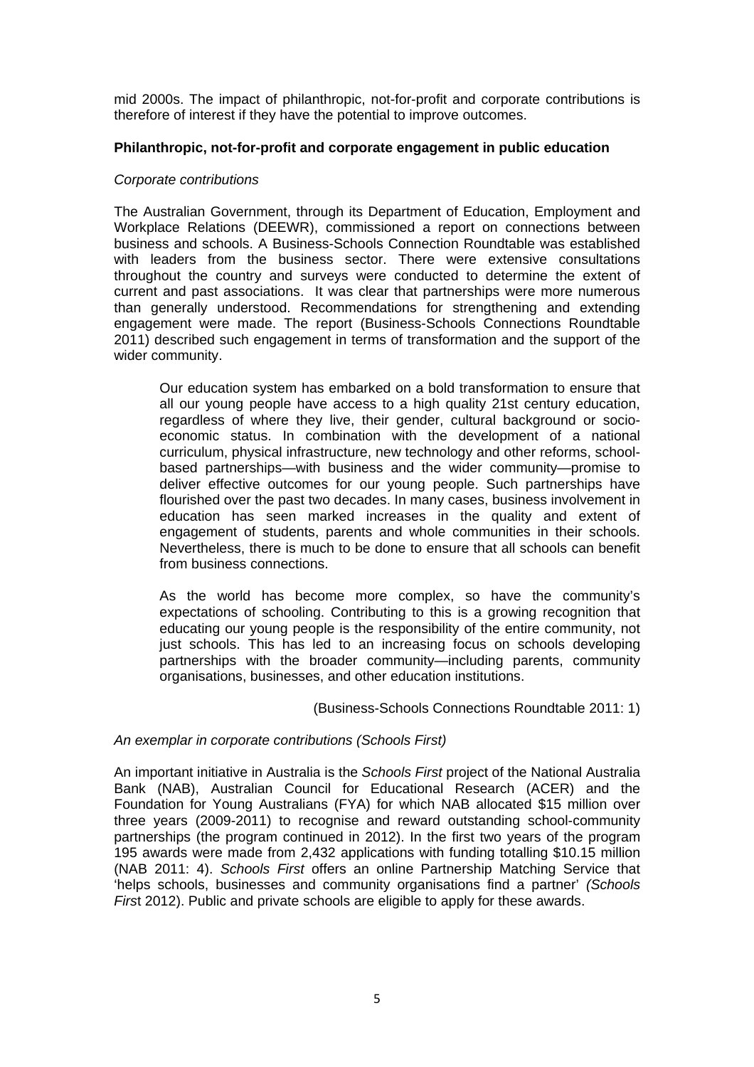mid 2000s. The impact of philanthropic, not-for-profit and corporate contributions is therefore of interest if they have the potential to improve outcomes.

**Philanthropic, not-for-profit and corporate engagement in public education**

*Corporate contributions*

The Australian Government, through its Department of Education, Employment and Workplace Relations (DEEWR), commissioned a report on connections between business and schools. A Business-Schools Connection Roundtable was established with leaders from the business sector. There were extensive consultations throughout the country and surveys were conducted to determine the extent of current and past associations. It was clear that partnerships were more numerous than generally understood. Recommendations for strengthening and extending engagement were made. The report (Business-Schools Connections Roundtable 2011) described such engagement in terms of transformation and the support of the wider community.

> Our education system has embarked on a bold transformation to ensure that all our young people have access to a high quality 21st century education, regardless of where they live, their gender, cultural background or socio-economic status. In combination with the development of a national curriculum, physical infrastructure, new technology and other reforms, school-based partnerships—with business and the wider community—promise to deliver effective outcomes for our young people. Such partnerships have flourished over the past two decades. In many cases, business involvement in education has seen marked increases in the quality and extent of engagement of students, parents and whole communities in their schools. Nevertheless, there is much to be done to ensure that all schools can benefit from business connections.
>
> As the world has become more complex, so have the community's expectations of schooling. Contributing to this is a growing recognition that educating our young people is the responsibility of the entire community, not just schools. This has led to an increasing focus on schools developing partnerships with the broader community—including parents, community organisations, businesses, and other education institutions.
>
> (Business-Schools Connections Roundtable 2011: 1)

*An exemplar in corporate contributions (Schools First)*

An important initiative in Australia is the *Schools First* project of the National Australia Bank (NAB), Australian Council for Educational Research (ACER) and the Foundation for Young Australians (FYA) for which NAB allocated $15 million over three years (2009-2011) to recognise and reward outstanding school-community partnerships (the program continued in 2012). In the first two years of the program 195 awards were made from 2,432 applications with funding totalling $10.15 million (NAB 2011: 4). *Schools First* offers an online Partnership Matching Service that 'helps schools, businesses and community organisations find a partner' *(Schools First* 2012). Public and private schools are eligible to apply for these awards.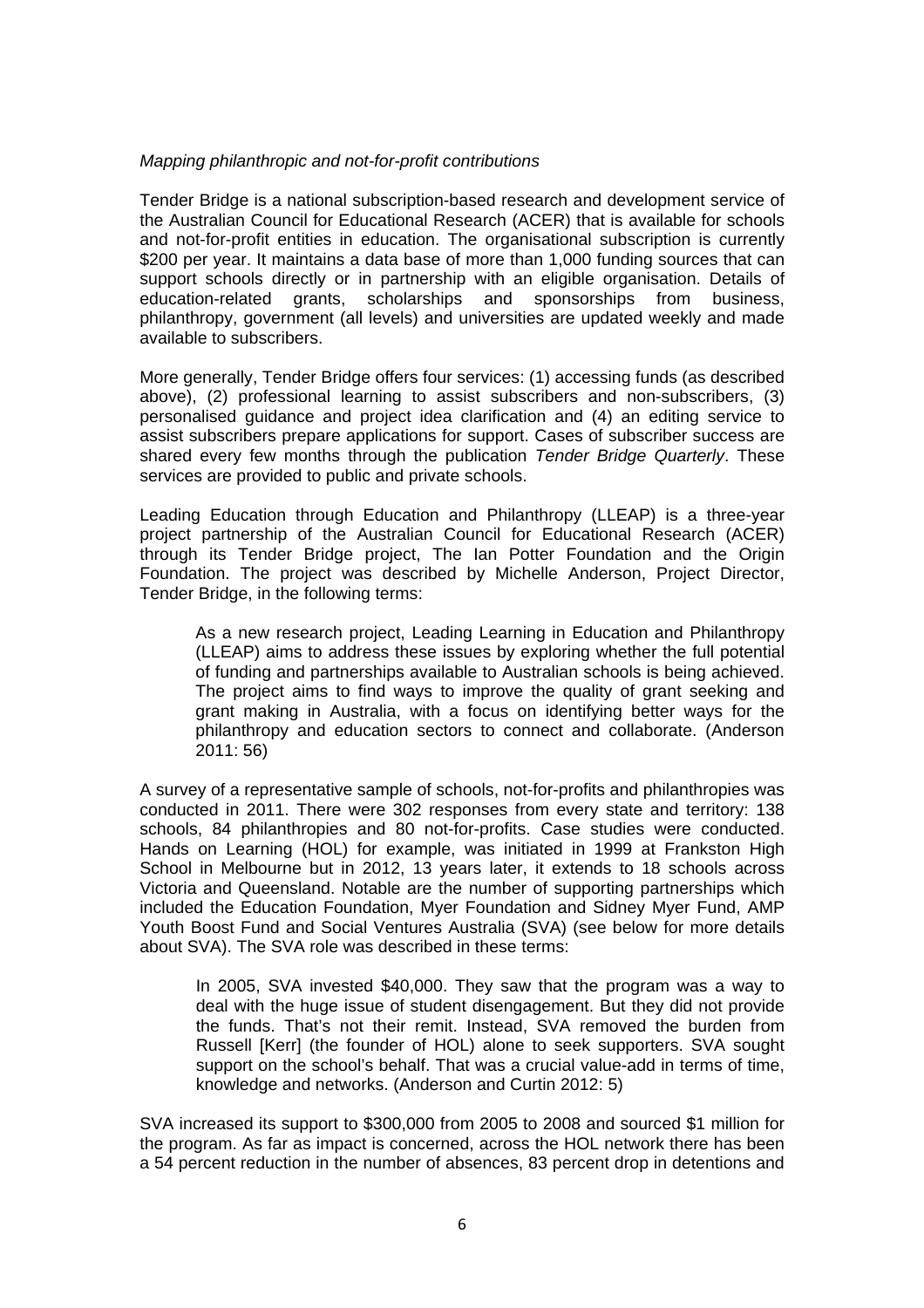*Mapping philanthropic and not-for-profit contributions*

Tender Bridge is a national subscription-based research and development service of the Australian Council for Educational Research (ACER) that is available for schools and not-for-profit entities in education. The organisational subscription is currently $200 per year. It maintains a data base of more than 1,000 funding sources that can support schools directly or in partnership with an eligible organisation. Details of education-related grants, scholarships and sponsorships from business, philanthropy, government (all levels) and universities are updated weekly and made available to subscribers.

More generally, Tender Bridge offers four services: (1) accessing funds (as described above), (2) professional learning to assist subscribers and non-subscribers, (3) personalised guidance and project idea clarification and (4) an editing service to assist subscribers prepare applications for support. Cases of subscriber success are shared every few months through the publication *Tender Bridge Quarterly*. These services are provided to public and private schools.

Leading Education through Education and Philanthropy (LLEAP) is a three-year project partnership of the Australian Council for Educational Research (ACER) through its Tender Bridge project, The Ian Potter Foundation and the Origin Foundation. The project was described by Michelle Anderson, Project Director, Tender Bridge, in the following terms:

> As a new research project, Leading Learning in Education and Philanthropy (LLEAP) aims to address these issues by exploring whether the full potential of funding and partnerships available to Australian schools is being achieved. The project aims to find ways to improve the quality of grant seeking and grant making in Australia, with a focus on identifying better ways for the philanthropy and education sectors to connect and collaborate. (Anderson 2011: 56)

A survey of a representative sample of schools, not-for-profits and philanthropies was conducted in 2011. There were 302 responses from every state and territory: 138 schools, 84 philanthropies and 80 not-for-profits. Case studies were conducted. Hands on Learning (HOL) for example, was initiated in 1999 at Frankston High School in Melbourne but in 2012, 13 years later, it extends to 18 schools across Victoria and Queensland. Notable are the number of supporting partnerships which included the Education Foundation, Myer Foundation and Sidney Myer Fund, AMP Youth Boost Fund and Social Ventures Australia (SVA) (see below for more details about SVA). The SVA role was described in these terms:

> In 2005, SVA invested $40,000. They saw that the program was a way to deal with the huge issue of student disengagement. But they did not provide the funds. That's not their remit. Instead, SVA removed the burden from Russell [Kerr] (the founder of HOL) alone to seek supporters. SVA sought support on the school's behalf. That was a crucial value-add in terms of time, knowledge and networks. (Anderson and Curtin 2012: 5)

SVA increased its support to $300,000 from 2005 to 2008 and sourced $1 million for the program. As far as impact is concerned, across the HOL network there has been a 54 percent reduction in the number of absences, 83 percent drop in detentions and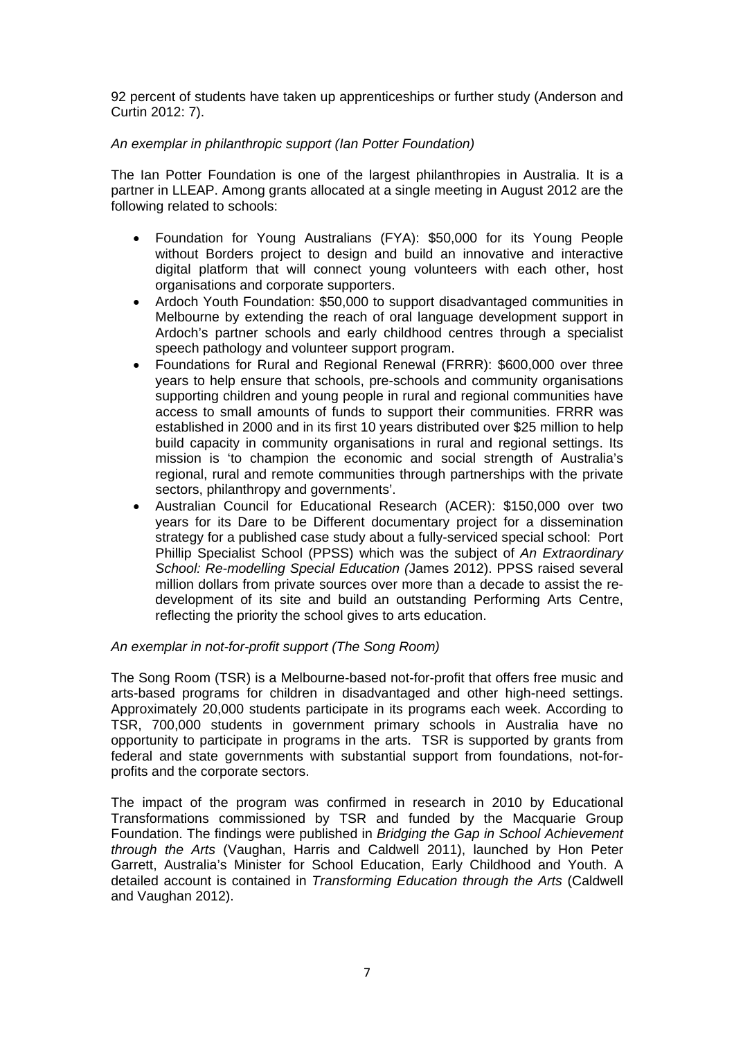92 percent of students have taken up apprenticeships or further study (Anderson and Curtin 2012: 7).

*An exemplar in philanthropic support (Ian Potter Foundation)*

The Ian Potter Foundation is one of the largest philanthropies in Australia. It is a partner in LLEAP. Among grants allocated at a single meeting in August 2012 are the following related to schools:

- Foundation for Young Australians (FYA): $50,000 for its Young People without Borders project to design and build an innovative and interactive digital platform that will connect young volunteers with each other, host organisations and corporate supporters.
- Ardoch Youth Foundation: $50,000 to support disadvantaged communities in Melbourne by extending the reach of oral language development support in Ardoch's partner schools and early childhood centres through a specialist speech pathology and volunteer support program.
- Foundations for Rural and Regional Renewal (FRRR): $600,000 over three years to help ensure that schools, pre-schools and community organisations supporting children and young people in rural and regional communities have access to small amounts of funds to support their communities. FRRR was established in 2000 and in its first 10 years distributed over $25 million to help build capacity in community organisations in rural and regional settings. Its mission is 'to champion the economic and social strength of Australia's regional, rural and remote communities through partnerships with the private sectors, philanthropy and governments'.
- Australian Council for Educational Research (ACER): $150,000 over two years for its Dare to be Different documentary project for a dissemination strategy for a published case study about a fully-serviced special school: Port Phillip Specialist School (PPSS) which was the subject of *An Extraordinary School: Re-modelling Special Education* (James 2012). PPSS raised several million dollars from private sources over more than a decade to assist the re-development of its site and build an outstanding Performing Arts Centre, reflecting the priority the school gives to arts education.

*An exemplar in not-for-profit support (The Song Room)*

The Song Room (TSR) is a Melbourne-based not-for-profit that offers free music and arts-based programs for children in disadvantaged and other high-need settings. Approximately 20,000 students participate in its programs each week. According to TSR, 700,000 students in government primary schools in Australia have no opportunity to participate in programs in the arts. TSR is supported by grants from federal and state governments with substantial support from foundations, not-for-profits and the corporate sectors.

The impact of the program was confirmed in research in 2010 by Educational Transformations commissioned by TSR and funded by the Macquarie Group Foundation. The findings were published in *Bridging the Gap in School Achievement through the Arts* (Vaughan, Harris and Caldwell 2011), launched by Hon Peter Garrett, Australia's Minister for School Education, Early Childhood and Youth. A detailed account is contained in *Transforming Education through the Arts* (Caldwell and Vaughan 2012).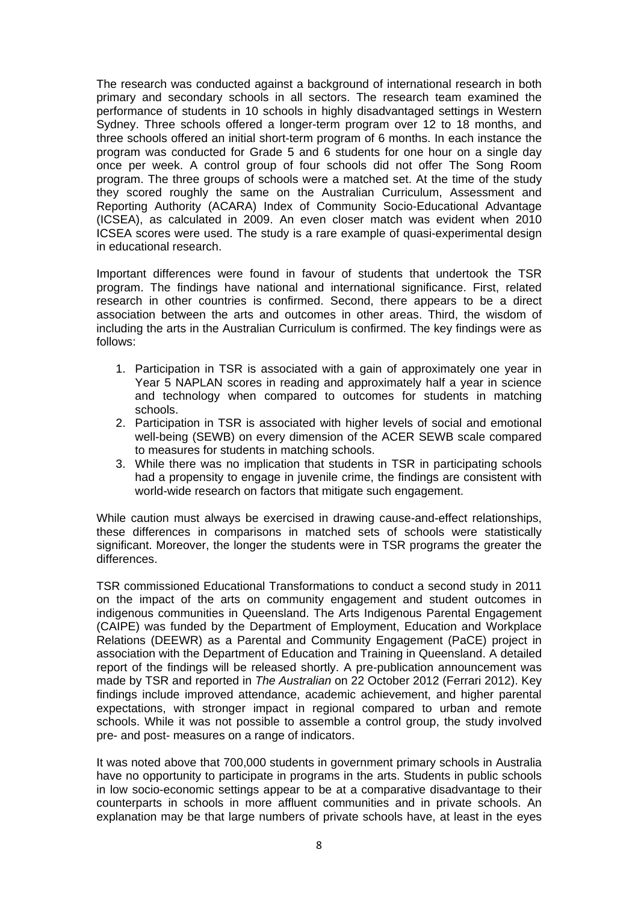The research was conducted against a background of international research in both primary and secondary schools in all sectors. The research team examined the performance of students in 10 schools in highly disadvantaged settings in Western Sydney. Three schools offered a longer-term program over 12 to 18 months, and three schools offered an initial short-term program of 6 months. In each instance the program was conducted for Grade 5 and 6 students for one hour on a single day once per week. A control group of four schools did not offer The Song Room program. The three groups of schools were a matched set. At the time of the study they scored roughly the same on the Australian Curriculum, Assessment and Reporting Authority (ACARA) Index of Community Socio-Educational Advantage (ICSEA), as calculated in 2009. An even closer match was evident when 2010 ICSEA scores were used. The study is a rare example of quasi-experimental design in educational research.

Important differences were found in favour of students that undertook the TSR program. The findings have national and international significance. First, related research in other countries is confirmed. Second, there appears to be a direct association between the arts and outcomes in other areas. Third, the wisdom of including the arts in the Australian Curriculum is confirmed. The key findings were as follows:

1. Participation in TSR is associated with a gain of approximately one year in Year 5 NAPLAN scores in reading and approximately half a year in science and technology when compared to outcomes for students in matching schools.
2. Participation in TSR is associated with higher levels of social and emotional well-being (SEWB) on every dimension of the ACER SEWB scale compared to measures for students in matching schools.
3. While there was no implication that students in TSR in participating schools had a propensity to engage in juvenile crime, the findings are consistent with world-wide research on factors that mitigate such engagement.

While caution must always be exercised in drawing cause-and-effect relationships, these differences in comparisons in matched sets of schools were statistically significant. Moreover, the longer the students were in TSR programs the greater the differences.

TSR commissioned Educational Transformations to conduct a second study in 2011 on the impact of the arts on community engagement and student outcomes in indigenous communities in Queensland. The Arts Indigenous Parental Engagement (CAIPE) was funded by the Department of Employment, Education and Workplace Relations (DEEWR) as a Parental and Community Engagement (PaCE) project in association with the Department of Education and Training in Queensland. A detailed report of the findings will be released shortly. A pre-publication announcement was made by TSR and reported in *The Australian* on 22 October 2012 (Ferrari 2012). Key findings include improved attendance, academic achievement, and higher parental expectations, with stronger impact in regional compared to urban and remote schools. While it was not possible to assemble a control group, the study involved pre- and post- measures on a range of indicators.

It was noted above that 700,000 students in government primary schools in Australia have no opportunity to participate in programs in the arts. Students in public schools in low socio-economic settings appear to be at a comparative disadvantage to their counterparts in schools in more affluent communities and in private schools. An explanation may be that large numbers of private schools have, at least in the eyes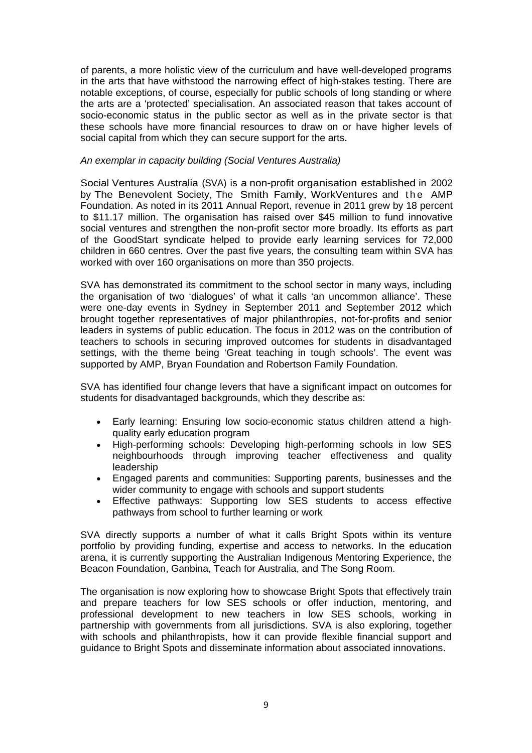of parents, a more holistic view of the curriculum and have well-developed programs in the arts that have withstood the narrowing effect of high-stakes testing. There are notable exceptions, of course, especially for public schools of long standing or where the arts are a 'protected' specialisation. An associated reason that takes account of socio-economic status in the public sector as well as in the private sector is that these schools have more financial resources to draw on or have higher levels of social capital from which they can secure support for the arts.

*An exemplar in capacity building (Social Ventures Australia)*

Social Ventures Australia (SVA) is a non-profit organisation established in 2002 by The Benevolent Society, The Smith Family, WorkVentures and the AMP Foundation. As noted in its 2011 Annual Report, revenue in 2011 grew by 18 percent to $11.17 million. The organisation has raised over $45 million to fund innovative social ventures and strengthen the non-profit sector more broadly. Its efforts as part of the GoodStart syndicate helped to provide early learning services for 72,000 children in 660 centres. Over the past five years, the consulting team within SVA has worked with over 160 organisations on more than 350 projects.

SVA has demonstrated its commitment to the school sector in many ways, including the organisation of two 'dialogues' of what it calls 'an uncommon alliance'. These were one-day events in Sydney in September 2011 and September 2012 which brought together representatives of major philanthropies, not-for-profits and senior leaders in systems of public education. The focus in 2012 was on the contribution of teachers to schools in securing improved outcomes for students in disadvantaged settings, with the theme being 'Great teaching in tough schools'. The event was supported by AMP, Bryan Foundation and Robertson Family Foundation.

SVA has identified four change levers that have a significant impact on outcomes for students for disadvantaged backgrounds, which they describe as:

- Early learning: Ensuring low socio-economic status children attend a high-quality early education program
- High-performing schools: Developing high-performing schools in low SES neighbourhoods through improving teacher effectiveness and quality leadership
- Engaged parents and communities: Supporting parents, businesses and the wider community to engage with schools and support students
- Effective pathways: Supporting low SES students to access effective pathways from school to further learning or work

SVA directly supports a number of what it calls Bright Spots within its venture portfolio by providing funding, expertise and access to networks. In the education arena, it is currently supporting the Australian Indigenous Mentoring Experience, the Beacon Foundation, Ganbina, Teach for Australia, and The Song Room.

The organisation is now exploring how to showcase Bright Spots that effectively train and prepare teachers for low SES schools or offer induction, mentoring, and professional development to new teachers in low SES schools, working in partnership with governments from all jurisdictions. SVA is also exploring, together with schools and philanthropists, how it can provide flexible financial support and guidance to Bright Spots and disseminate information about associated innovations.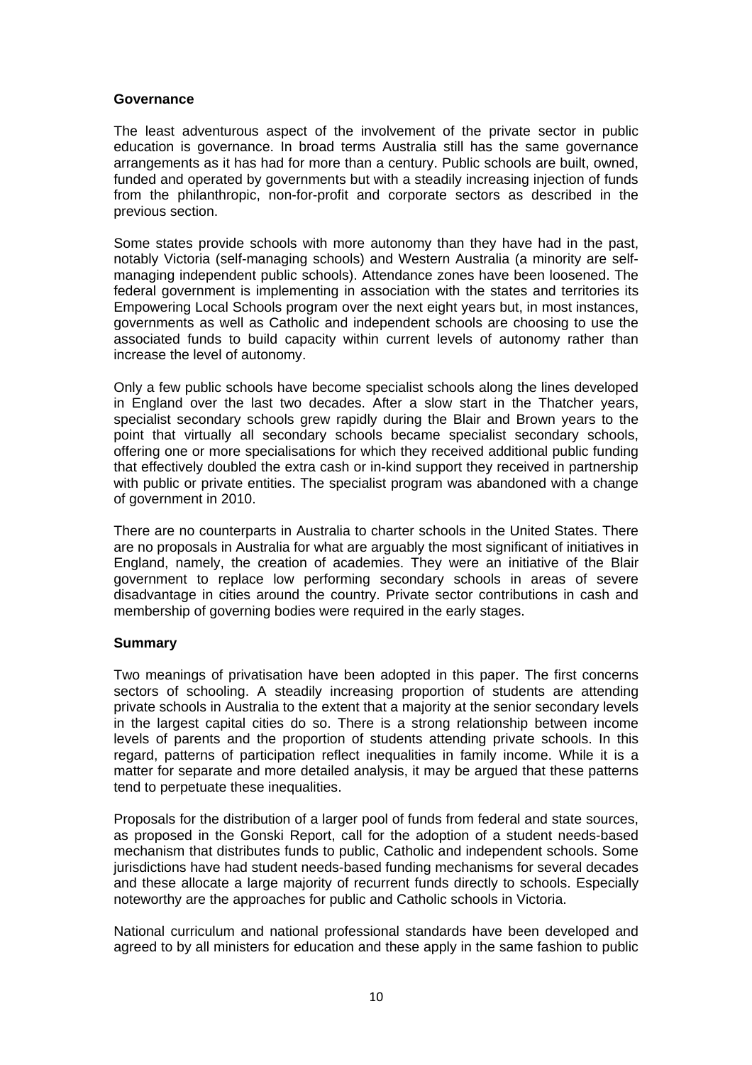### Governance

The least adventurous aspect of the involvement of the private sector in public education is governance. In broad terms Australia still has the same governance arrangements as it has had for more than a century. Public schools are built, owned, funded and operated by governments but with a steadily increasing injection of funds from the philanthropic, non-for-profit and corporate sectors as described in the previous section.

Some states provide schools with more autonomy than they have had in the past, notably Victoria (self-managing schools) and Western Australia (a minority are self-managing independent public schools). Attendance zones have been loosened. The federal government is implementing in association with the states and territories its Empowering Local Schools program over the next eight years but, in most instances, governments as well as Catholic and independent schools are choosing to use the associated funds to build capacity within current levels of autonomy rather than increase the level of autonomy.

Only a few public schools have become specialist schools along the lines developed in England over the last two decades. After a slow start in the Thatcher years, specialist secondary schools grew rapidly during the Blair and Brown years to the point that virtually all secondary schools became specialist secondary schools, offering one or more specialisations for which they received additional public funding that effectively doubled the extra cash or in-kind support they received in partnership with public or private entities. The specialist program was abandoned with a change of government in 2010.

There are no counterparts in Australia to charter schools in the United States. There are no proposals in Australia for what are arguably the most significant of initiatives in England, namely, the creation of academies. They were an initiative of the Blair government to replace low performing secondary schools in areas of severe disadvantage in cities around the country. Private sector contributions in cash and membership of governing bodies were required in the early stages.

### Summary

Two meanings of privatisation have been adopted in this paper. The first concerns sectors of schooling. A steadily increasing proportion of students are attending private schools in Australia to the extent that a majority at the senior secondary levels in the largest capital cities do so. There is a strong relationship between income levels of parents and the proportion of students attending private schools. In this regard, patterns of participation reflect inequalities in family income. While it is a matter for separate and more detailed analysis, it may be argued that these patterns tend to perpetuate these inequalities.

Proposals for the distribution of a larger pool of funds from federal and state sources, as proposed in the Gonski Report, call for the adoption of a student needs-based mechanism that distributes funds to public, Catholic and independent schools. Some jurisdictions have had student needs-based funding mechanisms for several decades and these allocate a large majority of recurrent funds directly to schools. Especially noteworthy are the approaches for public and Catholic schools in Victoria.

National curriculum and national professional standards have been developed and agreed to by all ministers for education and these apply in the same fashion to public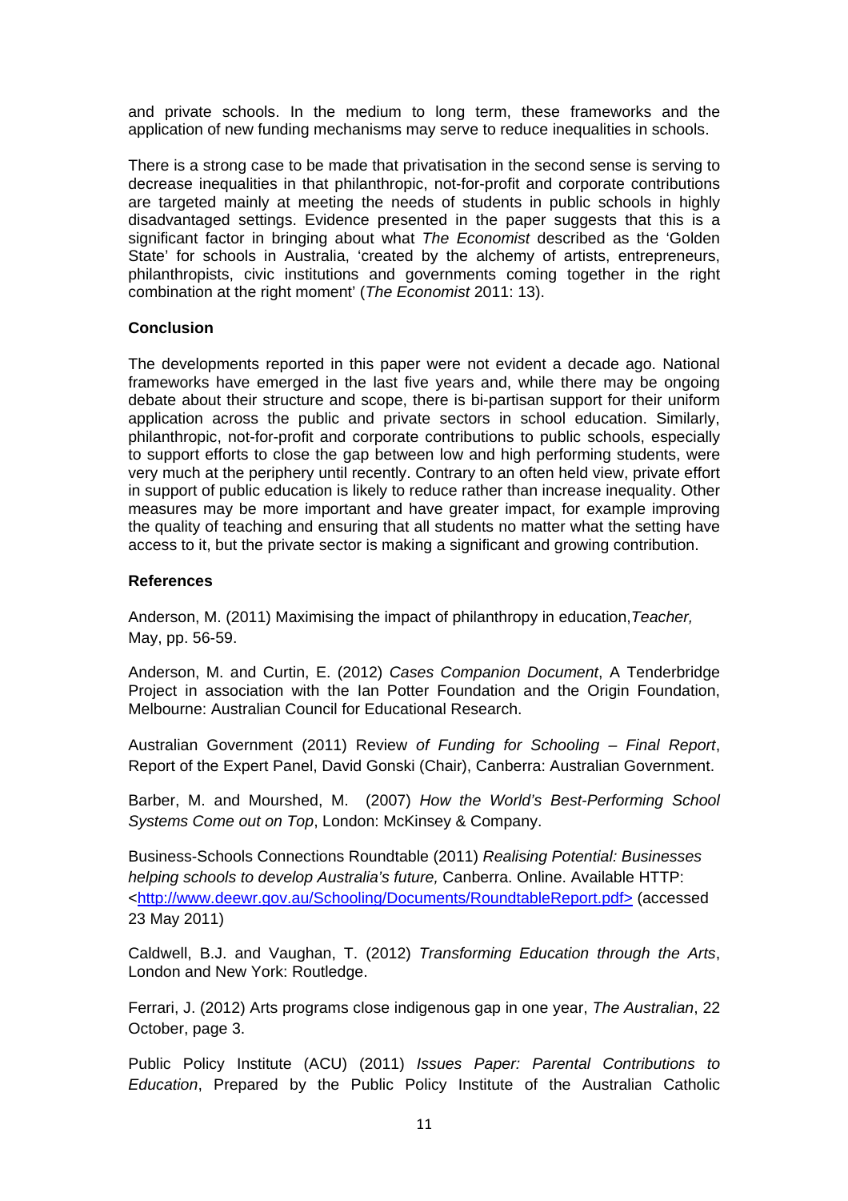and private schools. In the medium to long term, these frameworks and the application of new funding mechanisms may serve to reduce inequalities in schools.

There is a strong case to be made that privatisation in the second sense is serving to decrease inequalities in that philanthropic, not-for-profit and corporate contributions are targeted mainly at meeting the needs of students in public schools in highly disadvantaged settings. Evidence presented in the paper suggests that this is a significant factor in bringing about what *The Economist* described as the 'Golden State' for schools in Australia, 'created by the alchemy of artists, entrepreneurs, philanthropists, civic institutions and governments coming together in the right combination at the right moment' (*The Economist* 2011: 13).

**Conclusion**

The developments reported in this paper were not evident a decade ago. National frameworks have emerged in the last five years and, while there may be ongoing debate about their structure and scope, there is bi-partisan support for their uniform application across the public and private sectors in school education. Similarly, philanthropic, not-for-profit and corporate contributions to public schools, especially to support efforts to close the gap between low and high performing students, were very much at the periphery until recently. Contrary to an often held view, private effort in support of public education is likely to reduce rather than increase inequality. Other measures may be more important and have greater impact, for example improving the quality of teaching and ensuring that all students no matter what the setting have access to it, but the private sector is making a significant and growing contribution.

**References**

Anderson, M. (2011) Maximising the impact of philanthropy in education,*Teacher,* May, pp. 56-59.

Anderson, M. and Curtin, E. (2012) *Cases Companion Document*, A Tenderbridge Project in association with the Ian Potter Foundation and the Origin Foundation, Melbourne: Australian Council for Educational Research.

Australian Government (2011) Review *of Funding for Schooling – Final Report*, Report of the Expert Panel, David Gonski (Chair), Canberra: Australian Government.

Barber, M. and Mourshed, M. (2007) *How the World's Best-Performing School Systems Come out on Top*, London: McKinsey & Company.

Business-Schools Connections Roundtable (2011) *Realising Potential: Businesses helping schools to develop Australia's future,* Canberra. Online. Available HTTP: <http://www.deewr.gov.au/Schooling/Documents/RoundtableReport.pdf> (accessed 23 May 2011)

Caldwell, B.J. and Vaughan, T. (2012) *Transforming Education through the Arts*, London and New York: Routledge.

Ferrari, J. (2012) Arts programs close indigenous gap in one year, *The Australian*, 22 October, page 3.

Public Policy Institute (ACU) (2011) *Issues Paper: Parental Contributions to Education*, Prepared by the Public Policy Institute of the Australian Catholic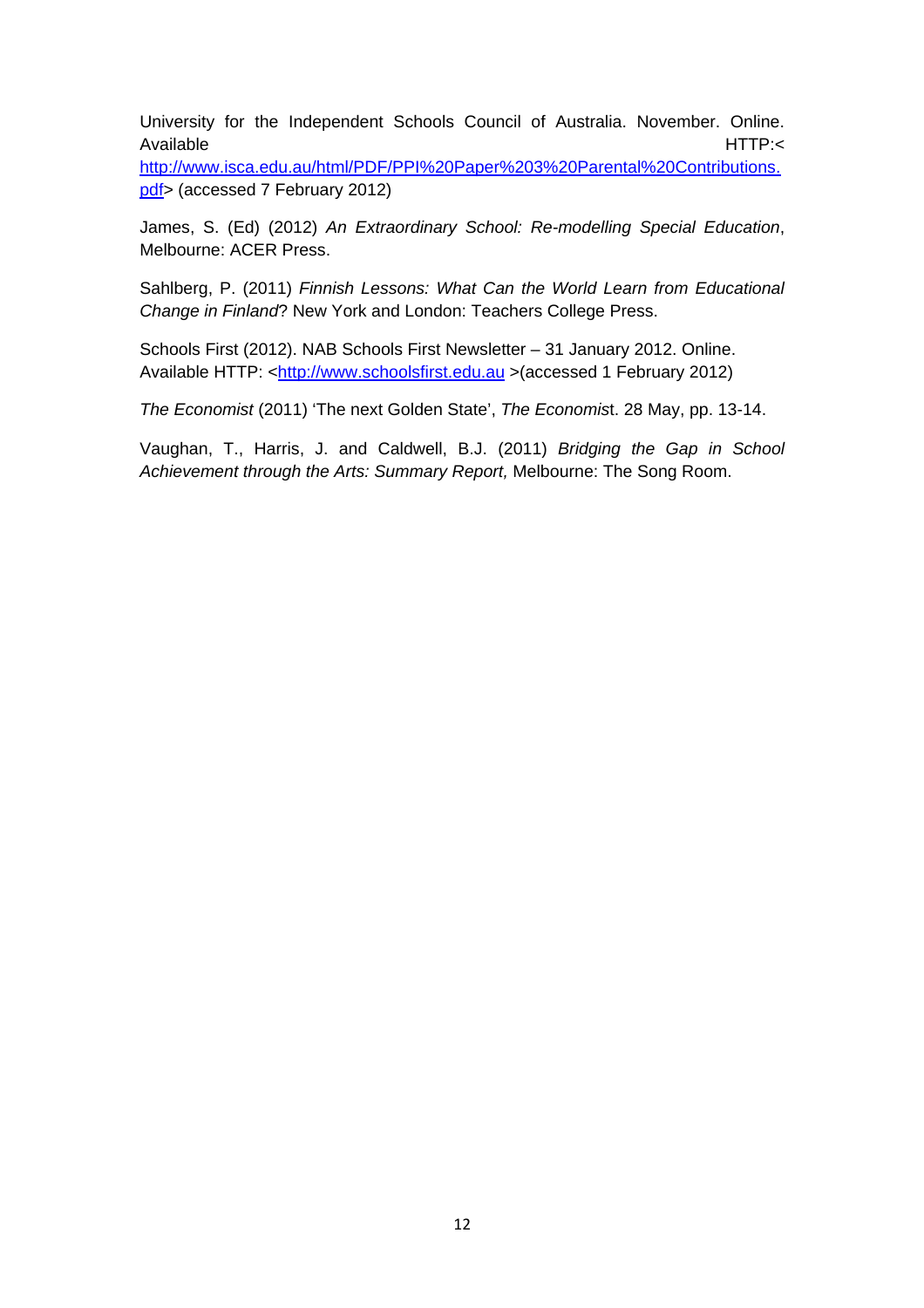University for the Independent Schools Council of Australia. November. Online. Available HTTP:< http://www.isca.edu.au/html/PDF/PPI%20Paper%203%20Parental%20Contributions.pdf> (accessed 7 February 2012)

James, S. (Ed) (2012) *An Extraordinary School: Re-modelling Special Education*, Melbourne: ACER Press.

Sahlberg, P. (2011) *Finnish Lessons: What Can the World Learn from Educational Change in Finland*? New York and London: Teachers College Press.

Schools First (2012). NAB Schools First Newsletter – 31 January 2012. Online. Available HTTP: <http://www.schoolsfirst.edu.au >(accessed 1 February 2012)

*The Economist* (2011) 'The next Golden State', *The Economis*t. 28 May, pp. 13-14.

Vaughan, T., Harris, J. and Caldwell, B.J. (2011) *Bridging the Gap in School Achievement through the Arts: Summary Report,* Melbourne: The Song Room.